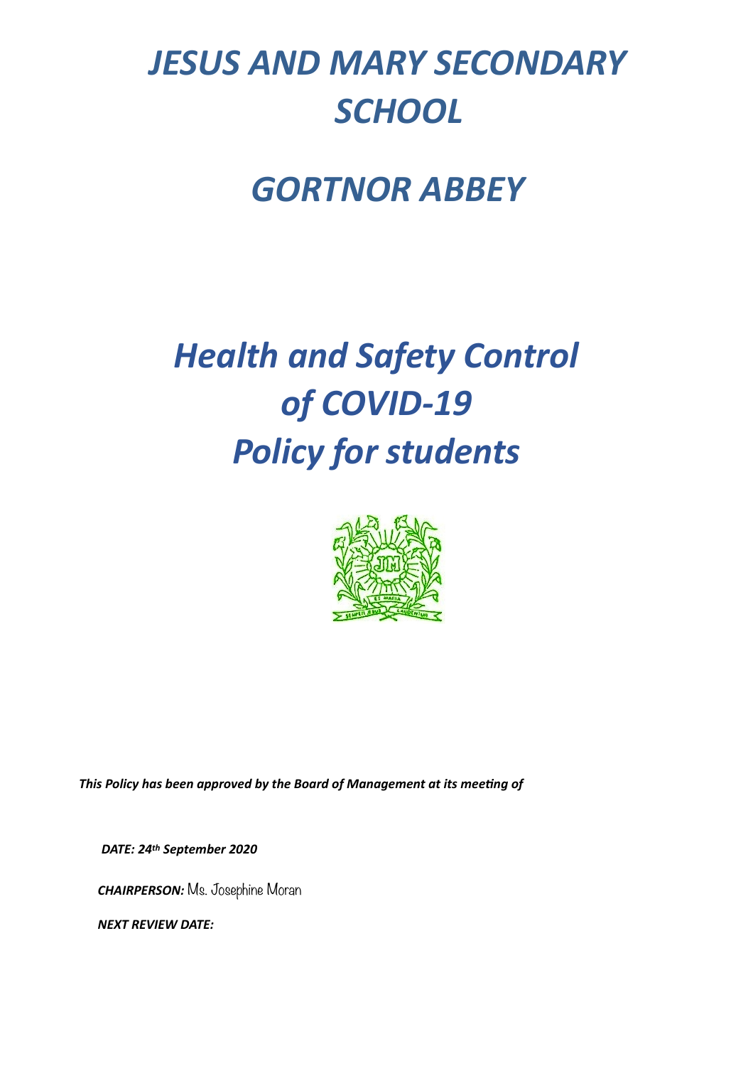# *JESUS AND MARY SECONDARY SCHOOL*

# *GORTNOR ABBEY*

# *Health and Safety Control of COVID-19 Policy for students*

***This Policy has been approved by the Board of Management at its meeting of***

***DATE: 24th September 2020***

***CHAIRPERSON:*** Ms. Josephine Moran

***NEXT REVIEW DATE:***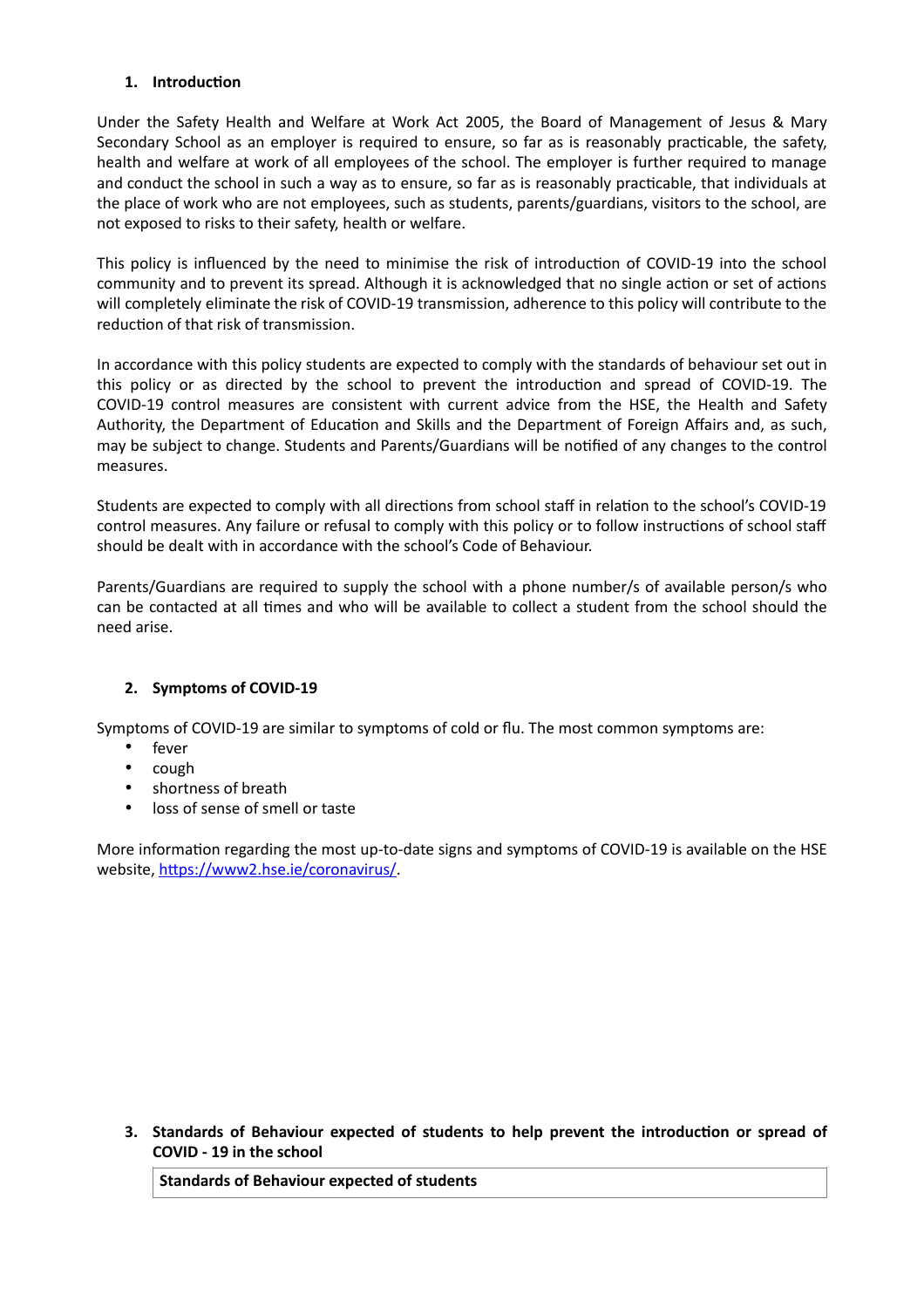## 1. Introduction

Under the Safety Health and Welfare at Work Act 2005, the Board of Management of Jesus & Mary Secondary School as an employer is required to ensure, so far as is reasonably practicable, the safety, health and welfare at work of all employees of the school. The employer is further required to manage and conduct the school in such a way as to ensure, so far as is reasonably practicable, that individuals at the place of work who are not employees, such as students, parents/guardians, visitors to the school, are not exposed to risks to their safety, health or welfare.

This policy is influenced by the need to minimise the risk of introduction of COVID-19 into the school community and to prevent its spread. Although it is acknowledged that no single action or set of actions will completely eliminate the risk of COVID-19 transmission, adherence to this policy will contribute to the reduction of that risk of transmission.

In accordance with this policy students are expected to comply with the standards of behaviour set out in this policy or as directed by the school to prevent the introduction and spread of COVID-19. The COVID-19 control measures are consistent with current advice from the HSE, the Health and Safety Authority, the Department of Education and Skills and the Department of Foreign Affairs and, as such, may be subject to change. Students and Parents/Guardians will be notified of any changes to the control measures.

Students are expected to comply with all directions from school staff in relation to the school's COVID-19 control measures. Any failure or refusal to comply with this policy or to follow instructions of school staff should be dealt with in accordance with the school's Code of Behaviour.

Parents/Guardians are required to supply the school with a phone number/s of available person/s who can be contacted at all times and who will be available to collect a student from the school should the need arise.

## 2. Symptoms of COVID-19

Symptoms of COVID-19 are similar to symptoms of cold or flu. The most common symptoms are:

- fever
- cough
- shortness of breath
- loss of sense of smell or taste

More information regarding the most up-to-date signs and symptoms of COVID-19 is available on the HSE website, https://www2.hse.ie/coronavirus/.

## 3. Standards of Behaviour expected of students to help prevent the introduction or spread of COVID - 19 in the school

| **Standards of Behaviour expected of students** |
|---|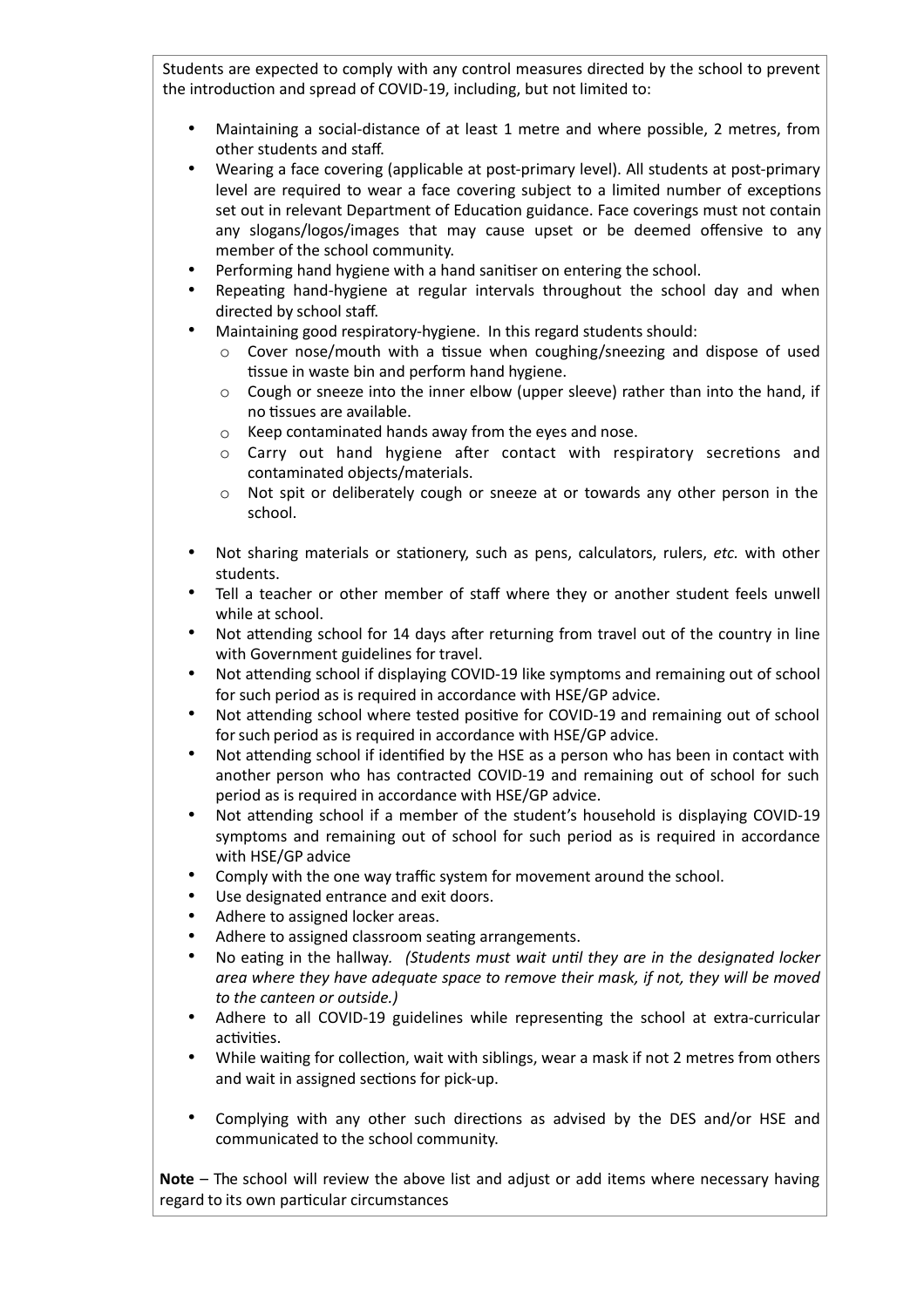Students are expected to comply with any control measures directed by the school to prevent the introduction and spread of COVID-19, including, but not limited to:

- Maintaining a social-distance of at least 1 metre and where possible, 2 metres, from other students and staff.
- Wearing a face covering (applicable at post-primary level). All students at post-primary level are required to wear a face covering subject to a limited number of exceptions set out in relevant Department of Education guidance. Face coverings must not contain any slogans/logos/images that may cause upset or be deemed offensive to any member of the school community.
- Performing hand hygiene with a hand sanitiser on entering the school.
- Repeating hand-hygiene at regular intervals throughout the school day and when directed by school staff.
- Maintaining good respiratory-hygiene. In this regard students should:
  - Cover nose/mouth with a tissue when coughing/sneezing and dispose of used tissue in waste bin and perform hand hygiene.
  - Cough or sneeze into the inner elbow (upper sleeve) rather than into the hand, if no tissues are available.
  - Keep contaminated hands away from the eyes and nose.
  - Carry out hand hygiene after contact with respiratory secretions and contaminated objects/materials.
  - Not spit or deliberately cough or sneeze at or towards any other person in the school.
- Not sharing materials or stationery, such as pens, calculators, rulers, *etc.* with other students.
- Tell a teacher or other member of staff where they or another student feels unwell while at school.
- Not attending school for 14 days after returning from travel out of the country in line with Government guidelines for travel.
- Not attending school if displaying COVID-19 like symptoms and remaining out of school for such period as is required in accordance with HSE/GP advice.
- Not attending school where tested positive for COVID-19 and remaining out of school for such period as is required in accordance with HSE/GP advice.
- Not attending school if identified by the HSE as a person who has been in contact with another person who has contracted COVID-19 and remaining out of school for such period as is required in accordance with HSE/GP advice.
- Not attending school if a member of the student's household is displaying COVID-19 symptoms and remaining out of school for such period as is required in accordance with HSE/GP advice
- Comply with the one way traffic system for movement around the school.
- Use designated entrance and exit doors.
- Adhere to assigned locker areas.
- Adhere to assigned classroom seating arrangements.
- No eating in the hallway. *(Students must wait until they are in the designated locker area where they have adequate space to remove their mask, if not, they will be moved to the canteen or outside.)*
- Adhere to all COVID-19 guidelines while representing the school at extra-curricular activities.
- While waiting for collection, wait with siblings, wear a mask if not 2 metres from others and wait in assigned sections for pick-up.
- Complying with any other such directions as advised by the DES and/or HSE and communicated to the school community.

**Note** – The school will review the above list and adjust or add items where necessary having regard to its own particular circumstances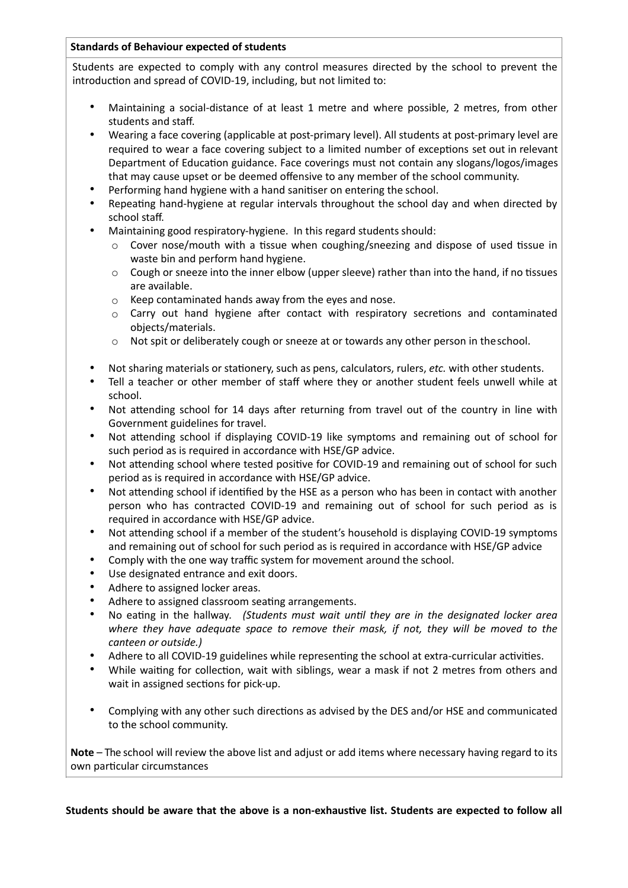**Standards of Behaviour expected of students**

Students are expected to comply with any control measures directed by the school to prevent the introduction and spread of COVID-19, including, but not limited to:

- Maintaining a social-distance of at least 1 metre and where possible, 2 metres, from other students and staff.
- Wearing a face covering (applicable at post-primary level). All students at post-primary level are required to wear a face covering subject to a limited number of exceptions set out in relevant Department of Education guidance. Face coverings must not contain any slogans/logos/images that may cause upset or be deemed offensive to any member of the school community.
- Performing hand hygiene with a hand sanitiser on entering the school.
- Repeating hand-hygiene at regular intervals throughout the school day and when directed by school staff.
- Maintaining good respiratory-hygiene. In this regard students should:
  - Cover nose/mouth with a tissue when coughing/sneezing and dispose of used tissue in waste bin and perform hand hygiene.
  - Cough or sneeze into the inner elbow (upper sleeve) rather than into the hand, if no tissues are available.
  - Keep contaminated hands away from the eyes and nose.
  - Carry out hand hygiene after contact with respiratory secretions and contaminated objects/materials.
  - Not spit or deliberately cough or sneeze at or towards any other person in the school.
- Not sharing materials or stationery, such as pens, calculators, rulers, *etc.* with other students.
- Tell a teacher or other member of staff where they or another student feels unwell while at school.
- Not attending school for 14 days after returning from travel out of the country in line with Government guidelines for travel.
- Not attending school if displaying COVID-19 like symptoms and remaining out of school for such period as is required in accordance with HSE/GP advice.
- Not attending school where tested positive for COVID-19 and remaining out of school for such period as is required in accordance with HSE/GP advice.
- Not attending school if identified by the HSE as a person who has been in contact with another person who has contracted COVID-19 and remaining out of school for such period as is required in accordance with HSE/GP advice.
- Not attending school if a member of the student's household is displaying COVID-19 symptoms and remaining out of school for such period as is required in accordance with HSE/GP advice
- Comply with the one way traffic system for movement around the school.
- Use designated entrance and exit doors.
- Adhere to assigned locker areas.
- Adhere to assigned classroom seating arrangements.
- No eating in the hallway. *(Students must wait until they are in the designated locker area where they have adequate space to remove their mask, if not, they will be moved to the canteen or outside.)*
- Adhere to all COVID-19 guidelines while representing the school at extra-curricular activities.
- While waiting for collection, wait with siblings, wear a mask if not 2 metres from others and wait in assigned sections for pick-up.
- Complying with any other such directions as advised by the DES and/or HSE and communicated to the school community.

**Note** – The school will review the above list and adjust or add items where necessary having regard to its own particular circumstances

**Students should be aware that the above is a non-exhaustive list. Students are expected to follow all**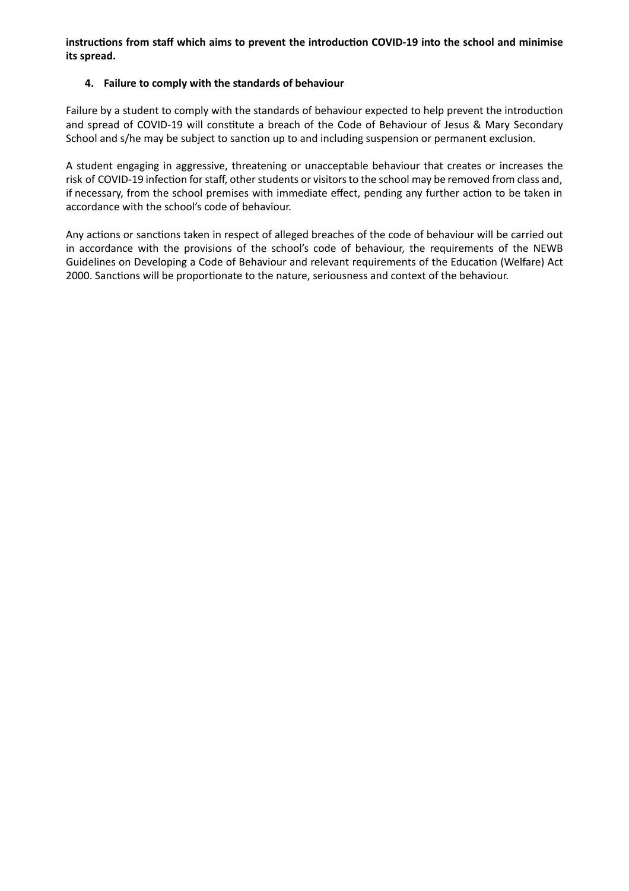**instructions from staff which aims to prevent the introduction COVID-19 into the school and minimise its spread.**

## 4. Failure to comply with the standards of behaviour

Failure by a student to comply with the standards of behaviour expected to help prevent the introduction and spread of COVID-19 will constitute a breach of the Code of Behaviour of Jesus & Mary Secondary School and s/he may be subject to sanction up to and including suspension or permanent exclusion.

A student engaging in aggressive, threatening or unacceptable behaviour that creates or increases the risk of COVID-19 infection for staff, other students or visitors to the school may be removed from class and, if necessary, from the school premises with immediate effect, pending any further action to be taken in accordance with the school's code of behaviour.

Any actions or sanctions taken in respect of alleged breaches of the code of behaviour will be carried out in accordance with the provisions of the school's code of behaviour, the requirements of the NEWB Guidelines on Developing a Code of Behaviour and relevant requirements of the Education (Welfare) Act 2000. Sanctions will be proportionate to the nature, seriousness and context of the behaviour.